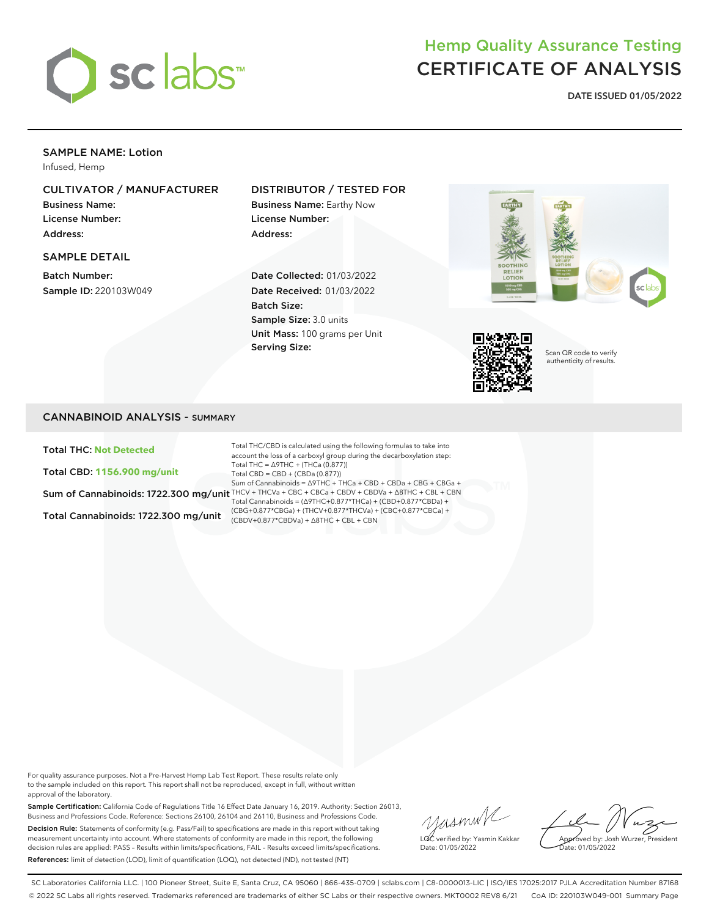# Hemp Quality Assurance Testing
# CERTIFICATE OF ANALYSIS

**DATE ISSUED 01/05/2022**

## SAMPLE NAME: Lotion

Infused, Hemp

### CULTIVATOR / MANUFACTURER

**Business Name:**
**License Number:**
**Address:**

### SAMPLE DETAIL

**Batch Number:**
**Sample ID:** 220103W049

### DISTRIBUTOR / TESTED FOR

**Business Name:** Earthy Now
**License Number:**
**Address:**

**Date Collected:** 01/03/2022
**Date Received:** 01/03/2022
**Batch Size:**
**Sample Size:** 3.0 units
**Unit Mass:** 100 grams per Unit
**Serving Size:**

Scan QR code to verify authenticity of results.

## CANNABINOID ANALYSIS - SUMMARY

**Total THC: Not Detected**

**Total CBD: 1156.900 mg/unit**

**Sum of Cannabinoids: 1722.300 mg/unit**

**Total Cannabinoids: 1722.300 mg/unit**

Total THC/CBD is calculated using the following formulas to take into account the loss of a carboxyl group during the decarboxylation step:
Total THC = Δ9THC + (THCa (0.877))
Total CBD = CBD + (CBDa (0.877))
Sum of Cannabinoids = Δ9THC + THCa + CBD + CBDa + CBG + CBGa + THCV + THCVa + CBC + CBCa + CBDV + CBDVa + Δ8THC + CBL + CBN
Total Cannabinoids = (Δ9THC+0.877*THCa) + (CBD+0.877*CBDa) + (CBG+0.877*CBGa) + (THCV+0.877*THCVa) + (CBC+0.877*CBCa) + (CBDV+0.877*CBDVa) + Δ8THC + CBL + CBN

For quality assurance purposes. Not a Pre-Harvest Hemp Lab Test Report. These results relate only to the sample included on this report. This report shall not be reproduced, except in full, without written approval of the laboratory.

**Sample Certification:** California Code of Regulations Title 16 Effect Date January 16, 2019. Authority: Section 26013, Business and Professions Code. Reference: Sections 26100, 26104 and 26110, Business and Professions Code.

**Decision Rule:** Statements of conformity (e.g. Pass/Fail) to specifications are made in this report without taking measurement uncertainty into account. Where statements of conformity are made in this report, the following decision rules are applied: PASS – Results within limits/specifications, FAIL – Results exceed limits/specifications.

**References:** limit of detection (LOD), limit of quantification (LOQ), not detected (ND), not tested (NT)

LQC verified by: Yasmin Kakkar
Date: 01/05/2022

Approved by: Josh Wurzer, President
Date: 01/05/2022

SC Laboratories California LLC. | 100 Pioneer Street, Suite E, Santa Cruz, CA 95060 | 866-435-0709 | sclabs.com | C8-0000013-LIC | ISO/IES 17025:2017 PJLA Accreditation Number 87168
© 2022 SC Labs all rights reserved. Trademarks referenced are trademarks of either SC Labs or their respective owners. MKT0002 REV8 6/21 CoA ID: 220103W049-001 Summary Page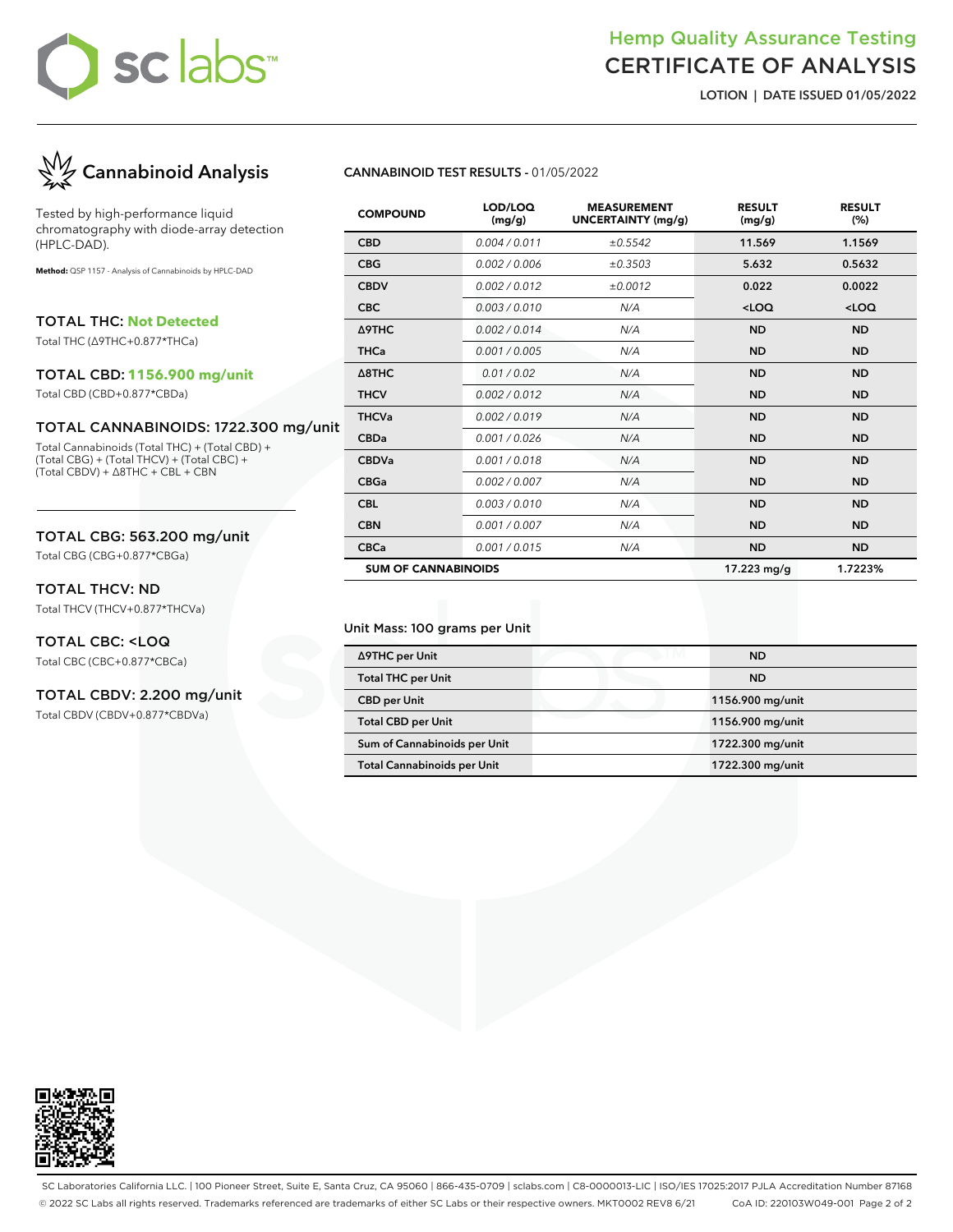# Hemp Quality Assurance Testing
# CERTIFICATE OF ANALYSIS

**LOTION | DATE ISSUED 01/05/2022**

## Cannabinoid Analysis

Tested by high-performance liquid chromatography with diode-array detection (HPLC-DAD).

**Method:** QSP 1157 - Analysis of Cannabinoids by HPLC-DAD

### TOTAL THC: Not Detected

Total THC (Δ9THC+0.877*THCa)

### TOTAL CBD: 1156.900 mg/unit

Total CBD (CBD+0.877*CBDa)

### TOTAL CANNABINOIDS: 1722.300 mg/unit

Total Cannabinoids (Total THC) + (Total CBD) + (Total CBG) + (Total THCV) + (Total CBC) + (Total CBDV) + Δ8THC + CBL + CBN

### TOTAL CBG: 563.200 mg/unit

Total CBG (CBG+0.877*CBGa)

### TOTAL THCV: ND

Total THCV (THCV+0.877*THCVa)

### TOTAL CBC: <LOQ

Total CBC (CBC+0.877*CBCa)

### TOTAL CBDV: 2.200 mg/unit

Total CBDV (CBDV+0.877*CBDVa)

**CANNABINOID TEST RESULTS** - 01/05/2022

| COMPOUND | LOD/LOQ (mg/g) | MEASUREMENT UNCERTAINTY (mg/g) | RESULT (mg/g) | RESULT (%) |
|---|---|---|---|---|
| CBD | 0.004 / 0.011 | ±0.5542 | 11.569 | 1.1569 |
| CBG | 0.002 / 0.006 | ±0.3503 | 5.632 | 0.5632 |
| CBDV | 0.002 / 0.012 | ±0.0012 | 0.022 | 0.0022 |
| CBC | 0.003 / 0.010 | N/A | <LOQ | <LOQ |
| Δ9THC | 0.002 / 0.014 | N/A | ND | ND |
| THCa | 0.001 / 0.005 | N/A | ND | ND |
| Δ8THC | 0.01 / 0.02 | N/A | ND | ND |
| THCV | 0.002 / 0.012 | N/A | ND | ND |
| THCVa | 0.002 / 0.019 | N/A | ND | ND |
| CBDa | 0.001 / 0.026 | N/A | ND | ND |
| CBDVa | 0.001 / 0.018 | N/A | ND | ND |
| CBGa | 0.002 / 0.007 | N/A | ND | ND |
| CBL | 0.003 / 0.010 | N/A | ND | ND |
| CBN | 0.001 / 0.007 | N/A | ND | ND |
| CBCa | 0.001 / 0.015 | N/A | ND | ND |
| **SUM OF CANNABINOIDS** | | | 17.223 mg/g | 1.7223% |

Unit Mass: 100 grams per Unit

| | |
|---|---|
| Δ9THC per Unit | ND |
| Total THC per Unit | ND |
| CBD per Unit | 1156.900 mg/unit |
| Total CBD per Unit | 1156.900 mg/unit |
| Sum of Cannabinoids per Unit | 1722.300 mg/unit |
| Total Cannabinoids per Unit | 1722.300 mg/unit |

SC Laboratories California LLC. | 100 Pioneer Street, Suite E, Santa Cruz, CA 95060 | 866-435-0709 | sclabs.com | C8-0000013-LIC | ISO/IES 17025:2017 PJLA Accreditation Number 87168

© 2022 SC Labs all rights reserved. Trademarks referenced are trademarks of either SC Labs or their respective owners. MKT0002 REV8 6/21 CoA ID: 220103W049-001